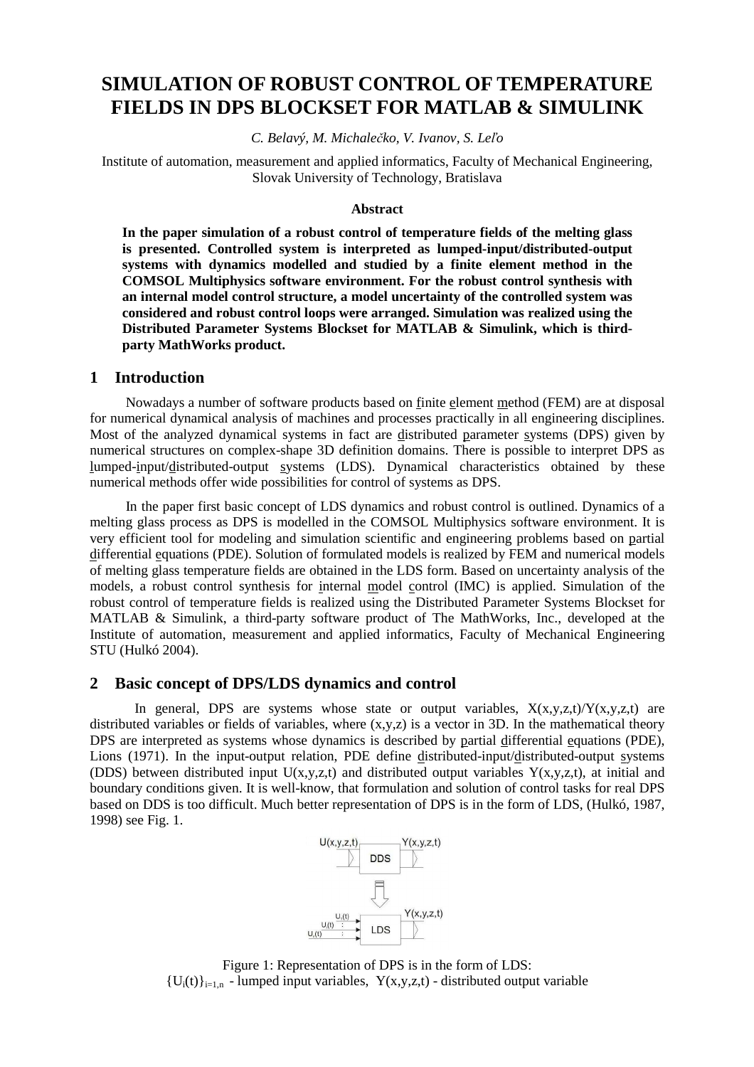# SIMULATION OF ROBUST CONTROL OF TEMPERATURE FIELDS IN DPS BLOCKSET FOR MATLAB & SIMULINK

*C. Belavý, M. Michalečko, V. Ivanov, S. Leľo*

Institute of automation, measurement and applied informatics, Faculty of Mechanical Engineering, Slovak University of Technology, Bratislava

**Abstract**

**In the paper simulation of a robust control of temperature fields of the melting glass is presented. Controlled system is interpreted as lumped-input/distributed-output systems with dynamics modelled and studied by a finite element method in the COMSOL Multiphysics software environment. For the robust control synthesis with an internal model control structure, a model uncertainty of the controlled system was considered and robust control loops were arranged. Simulation was realized using the Distributed Parameter Systems Blockset for MATLAB & Simulink, which is third-party MathWorks product.**

## 1 Introduction

Nowadays a number of software products based on finite element method (FEM) are at disposal for numerical dynamical analysis of machines and processes practically in all engineering disciplines. Most of the analyzed dynamical systems in fact are distributed parameter systems (DPS) given by numerical structures on complex-shape 3D definition domains. There is possible to interpret DPS as lumped-input/distributed-output systems (LDS). Dynamical characteristics obtained by these numerical methods offer wide possibilities for control of systems as DPS.

In the paper first basic concept of LDS dynamics and robust control is outlined. Dynamics of a melting glass process as DPS is modelled in the COMSOL Multiphysics software environment. It is very efficient tool for modeling and simulation scientific and engineering problems based on partial differential equations (PDE). Solution of formulated models is realized by FEM and numerical models of melting glass temperature fields are obtained in the LDS form. Based on uncertainty analysis of the models, a robust control synthesis for internal model control (IMC) is applied. Simulation of the robust control of temperature fields is realized using the Distributed Parameter Systems Blockset for MATLAB & Simulink, a third-party software product of The MathWorks, Inc., developed at the Institute of automation, measurement and applied informatics, Faculty of Mechanical Engineering STU (Hulkó 2004).

## 2 Basic concept of DPS/LDS dynamics and control

In general, DPS are systems whose state or output variables, $X(x,y,z,t)/Y(x,y,z,t)$ are distributed variables or fields of variables, where $(x,y,z)$ is a vector in 3D. In the mathematical theory DPS are interpreted as systems whose dynamics is described by partial differential equations (PDE), Lions (1971). In the input-output relation, PDE define distributed-input/distributed-output systems (DDS) between distributed input $U(x,y,z,t)$ and distributed output variables $Y(x,y,z,t)$, at initial and boundary conditions given. It is well-know, that formulation and solution of control tasks for real DPS based on DDS is too difficult. Much better representation of DPS is in the form of LDS, (Hulkó, 1987, 1998) see Fig. 1.

Figure 1: Representation of DPS is in the form of LDS:
$\{U_i(t)\}_{i=1,n}$ - lumped input variables, $Y(x,y,z,t)$ - distributed output variable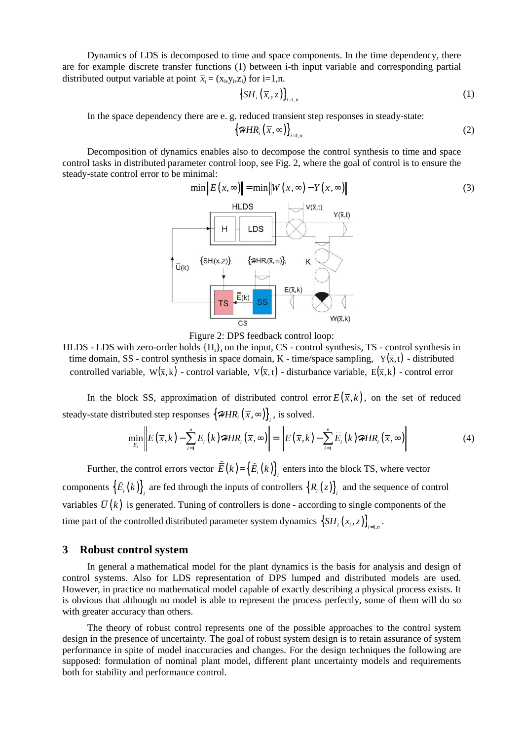Dynamics of LDS is decomposed to time and space components. In the time dependency, there are for example discrete transfer functions (1) between i-th input variable and corresponding partial distributed output variable at point $\bar{x}_i = (x_i, y_i, z_i)$ for i=1,n.

$$\left\{ SH_i\left(\bar{x}_i, z\right) \right\}_{i=1,n} \tag{1}$$

In the space dependency there are e. g. reduced transient step responses in steady-state:

$$\left\{ \mathcal{H}HR_i\left(\bar{x}, \infty\right) \right\}_{i=1,n} \tag{2}$$

Decomposition of dynamics enables also to decompose the control synthesis to time and space control tasks in distributed parameter control loop, see Fig. 2, where the goal of control is to ensure the steady-state control error to be minimal:

$$\min\left\| \bar{E}\left(x, \infty\right) \right\| = \min\left\| W\left(\bar{x}, \infty\right) - Y\left(\bar{x}, \infty\right) \right\| \tag{3}$$

Figure 2: DPS feedback control loop:
HLDS - LDS with zero-order holds $\{H_i\}_i$ on the input, CS - control synthesis, TS - control synthesis in time domain, SS - control synthesis in space domain, K - time/space sampling, $Y(\bar{x}, t)$ - distributed controlled variable, $W(\bar{x}, k)$ - control variable, $V(\bar{x}, t)$ - disturbance variable, $E(\bar{x}, k)$ - control error

In the block SS, approximation of distributed control error $E\left(\bar{x}, k\right)$, on the set of reduced steady-state distributed step responses $\left\{ \mathcal{H}HR_i\left(\bar{x}, \infty\right) \right\}_i$, is solved.

$$\min_{E_i}\left\| E\left(\bar{x}, k\right) - \sum_{i=1}^{n} E_i\left(k\right) \mathcal{H}HR_i\left(\bar{x}, \infty\right) \right\| = \left\| E\left(\bar{x}, k\right) - \sum_{i=1}^{n} \breve{E}_i\left(k\right) \mathcal{H}HR_i\left(\bar{x}, \infty\right) \right\| \tag{4}$$

Further, the control errors vector $\breve{\bar{E}}\left(k\right) = \left\{ \breve{E}_i\left(k\right) \right\}_i$ enters into the block TS, where vector components $\left\{ \breve{E}_i\left(k\right) \right\}_i$ are fed through the inputs of controllers $\left\{ R_i\left(z\right) \right\}_i$ and the sequence of control variables $\bar{U}\left(k\right)$ is generated. Tuning of controllers is done - according to single components of the time part of the controlled distributed parameter system dynamics $\left\{ SH_i\left(x_i, z\right) \right\}_{i=1,n}$.

## 3 Robust control system

In general a mathematical model for the plant dynamics is the basis for analysis and design of control systems. Also for LDS representation of DPS lumped and distributed models are used. However, in practice no mathematical model capable of exactly describing a physical process exists. It is obvious that although no model is able to represent the process perfectly, some of them will do so with greater accuracy than others.

The theory of robust control represents one of the possible approaches to the control system design in the presence of uncertainty. The goal of robust control system design is to retain assurance of system performance in spite of model inaccuracies and changes. For the design techniques the following are supposed: formulation of nominal plant model, different plant uncertainty models and requirements both for stability and performance control.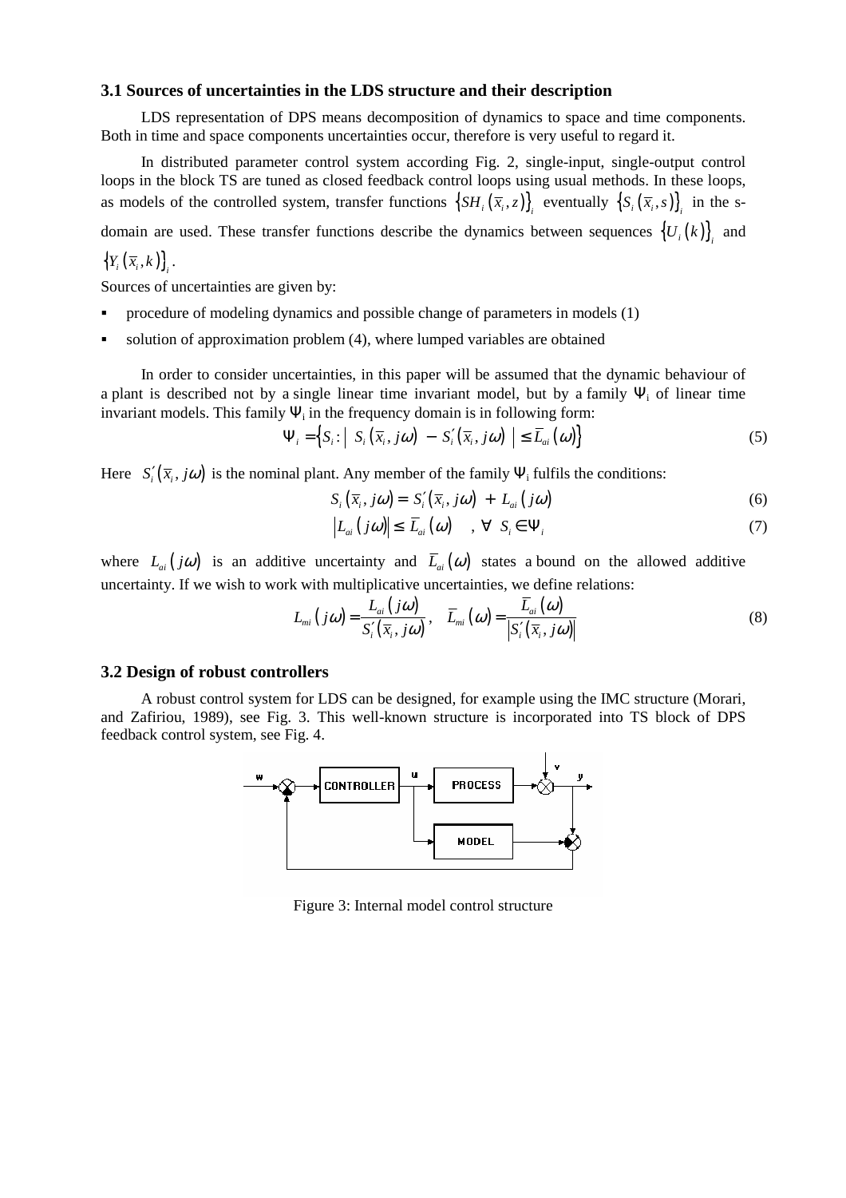### 3.1 Sources of uncertainties in the LDS structure and their description

LDS representation of DPS means decomposition of dynamics to space and time components. Both in time and space components uncertainties occur, therefore is very useful to regard it.

In distributed parameter control system according Fig. 2, single-input, single-output control loops in the block TS are tuned as closed feedback control loops using usual methods. In these loops, as models of the controlled system, transfer functions $\{SH_i(\overline{x}_i, z)\}_i$ eventually $\{S_i(\overline{x}_i, s)\}_i$ in the s-domain are used. These transfer functions describe the dynamics between sequences $\{U_i(k)\}_i$ and $\{Y_i(\overline{x}_i, k)\}_i$.

Sources of uncertainties are given by:

- procedure of modeling dynamics and possible change of parameters in models (1)
- solution of approximation problem (4), where lumped variables are obtained

In order to consider uncertainties, in this paper will be assumed that the dynamic behaviour of a plant is described not by a single linear time invariant model, but by a family $\Psi_i$ of linear time invariant models. This family $\Psi_i$ in the frequency domain is in following form:

$$\Psi_i = \left\{ S_i : \left| \; S_i(\overline{x}_i, j\omega) - S_i'(\overline{x}_i, j\omega) \; \right| \le \overline{L}_{ai}(\omega) \right\} \tag{5}$$

Here $S_i'(\overline{x}_i, j\omega)$ is the nominal plant. Any member of the family $\Psi_i$ fulfils the conditions:

$$S_i(\overline{x}_i, j\omega) = S_i'(\overline{x}_i, j\omega) + L_{ai}(j\omega) \tag{6}$$

$$\left| L_{ai}(j\omega) \right| \le \overline{L}_{ai}(\omega) \quad , \; \forall \; S_i \in \Psi_i \tag{7}$$

where $L_{ai}(j\omega)$ is an additive uncertainty and $\overline{L}_{ai}(\omega)$ states a bound on the allowed additive uncertainty. If we wish to work with multiplicative uncertainties, we define relations:

$$L_{mi}(j\omega) = \frac{L_{ai}(j\omega)}{S_i'(\overline{x}_i, j\omega)}, \quad \overline{L}_{mi}(\omega) = \frac{\overline{L}_{ai}(\omega)}{\left| S_i'(\overline{x}_i, j\omega) \right|} \tag{8}$$

### 3.2 Design of robust controllers

A robust control system for LDS can be designed, for example using the IMC structure (Morari, and Zafiriou, 1989), see Fig. 3. This well-known structure is incorporated into TS block of DPS feedback control system, see Fig. 4.

w
CONTROLLER
u
PROCESS
v
y
MODEL

Figure 3: Internal model control structure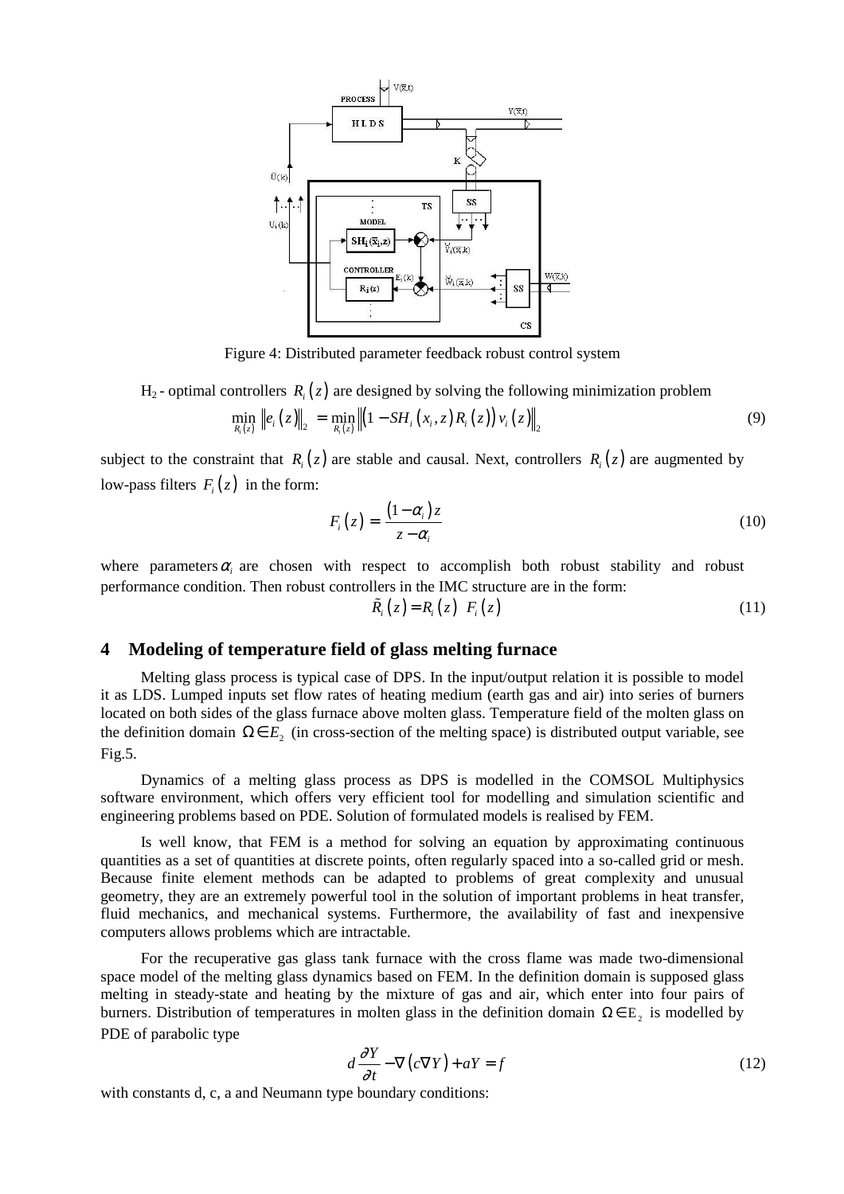Figure 4: Distributed parameter feedback robust control system

$H_2$ - optimal controllers $R_i(z)$ are designed by solving the following minimization problem

$$\min_{R_i(z)} \|e_i(z)\|_2 = \min_{R_i(z)} \left\|\left(1 - SH_i(x_i, z) R_i(z)\right) v_i(z)\right\|_2 \tag{9}$$

subject to the constraint that $R_i(z)$ are stable and causal. Next, controllers $R_i(z)$ are augmented by low-pass filters $F_i(z)$ in the form:

$$F_i(z) = \frac{(1-\alpha_i) z}{z - \alpha_i} \tag{10}$$

where parameters $\alpha_i$ are chosen with respect to accomplish both robust stability and robust performance condition. Then robust controllers in the IMC structure are in the form:

$$\tilde{R}_i(z) = R_i(z) \ F_i(z) \tag{11}$$

## 4 Modeling of temperature field of glass melting furnace

Melting glass process is typical case of DPS. In the input/output relation it is possible to model it as LDS. Lumped inputs set flow rates of heating medium (earth gas and air) into series of burners located on both sides of the glass furnace above molten glass. Temperature field of the molten glass on the definition domain $\Omega \in E_2$ (in cross-section of the melting space) is distributed output variable, see Fig.5.

Dynamics of a melting glass process as DPS is modelled in the COMSOL Multiphysics software environment, which offers very efficient tool for modelling and simulation scientific and engineering problems based on PDE. Solution of formulated models is realised by FEM.

Is well know, that FEM is a method for solving an equation by approximating continuous quantities as a set of quantities at discrete points, often regularly spaced into a so-called grid or mesh. Because finite element methods can be adapted to problems of great complexity and unusual geometry, they are an extremely powerful tool in the solution of important problems in heat transfer, fluid mechanics, and mechanical systems. Furthermore, the availability of fast and inexpensive computers allows problems which are intractable.

For the recuperative gas glass tank furnace with the cross flame was made two-dimensional space model of the melting glass dynamics based on FEM. In the definition domain is supposed glass melting in steady-state and heating by the mixture of gas and air, which enter into four pairs of burners. Distribution of temperatures in molten glass in the definition domain $\Omega \in E_2$ is modelled by PDE of parabolic type

$$d\frac{\partial Y}{\partial t} - \nabla(c \nabla Y) + aY = f \tag{12}$$

with constants d, c, a and Neumann type boundary conditions: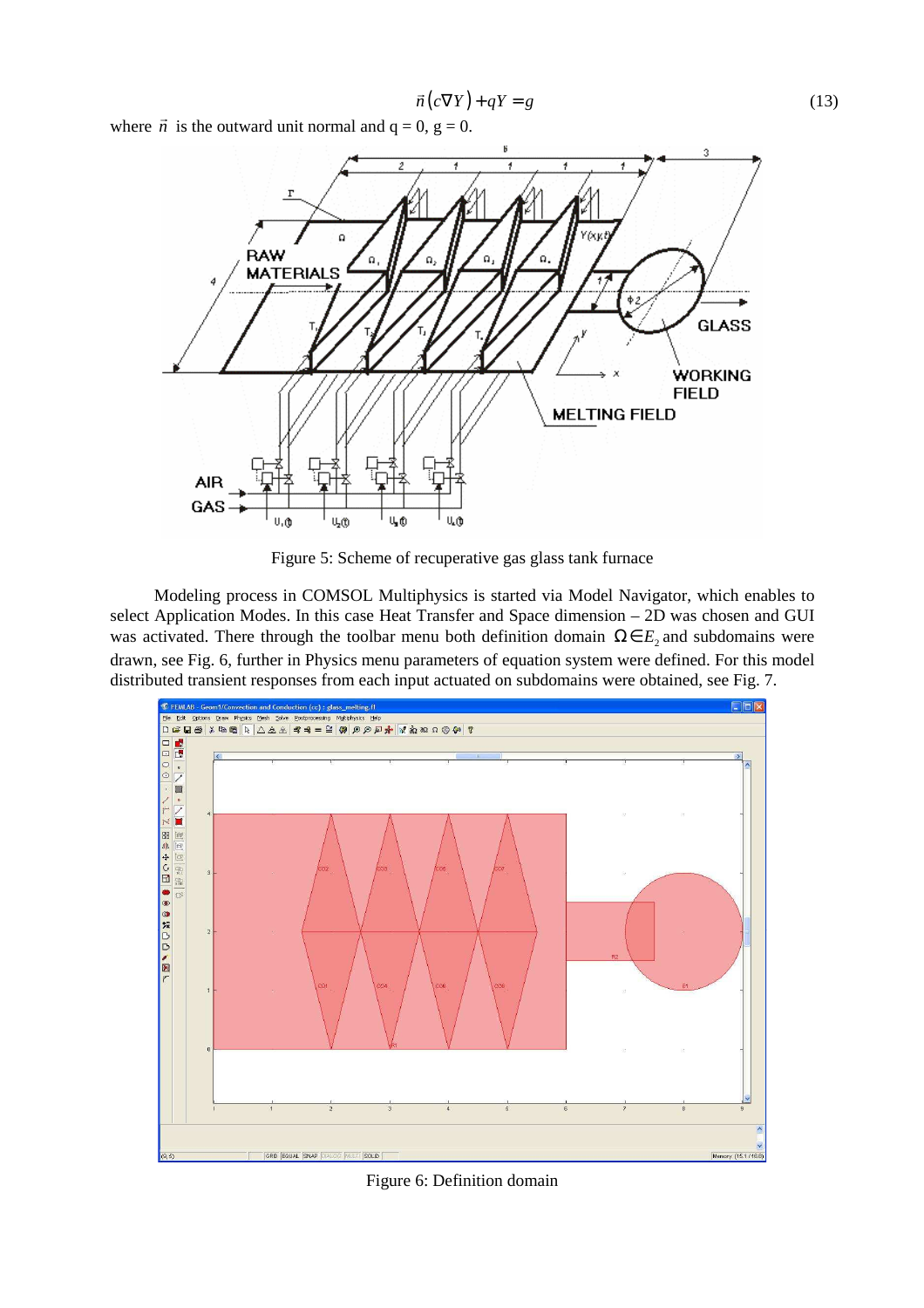$$\vec{n}\left(c\nabla Y\right)+qY=g \tag{13}$$

where $\vec{n}$ is the outward unit normal and q = 0, g = 0.

Figure 5: Scheme of recuperative gas glass tank furnace

Modeling process in COMSOL Multiphysics is started via Model Navigator, which enables to select Application Modes. In this case Heat Transfer and Space dimension – 2D was chosen and GUI was activated. There through the toolbar menu both definition domain $\Omega \in E_2$ and subdomains were drawn, see Fig. 6, further in Physics menu parameters of equation system were defined. For this model distributed transient responses from each input actuated on subdomains were obtained, see Fig. 7.

Figure 6: Definition domain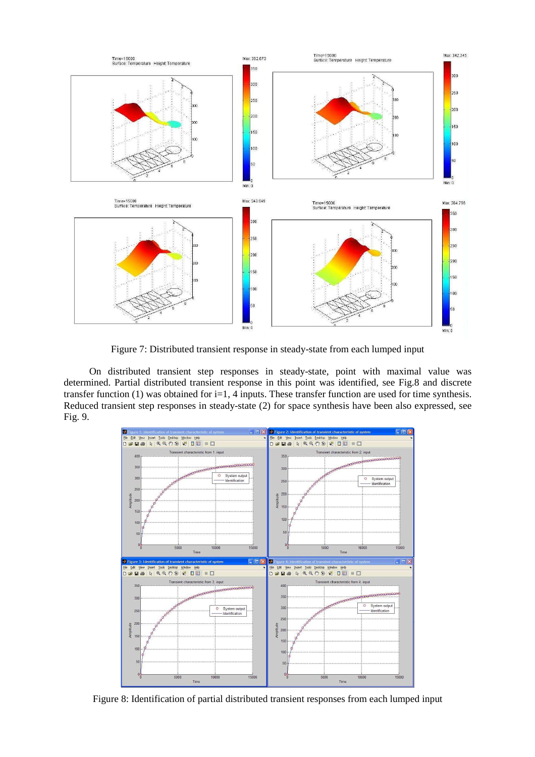Figure 7: Distributed transient response in steady-state from each lumped input

On distributed transient step responses in steady-state, point with maximal value was determined. Partial distributed transient response in this point was identified, see Fig.8 and discrete transfer function (1) was obtained for i=1, 4 inputs. These transfer function are used for time synthesis. Reduced transient step responses in steady-state (2) for space synthesis have been also expressed, see Fig. 9.

Figure 8: Identification of partial distributed transient responses from each lumped input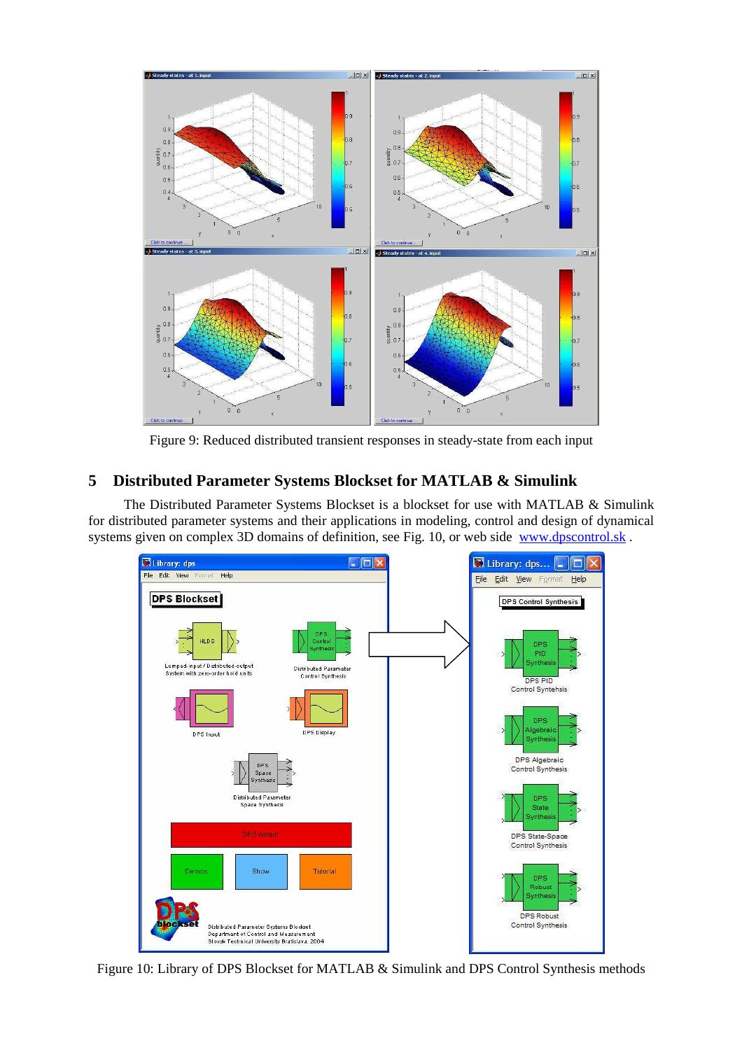Figure 9: Reduced distributed transient responses in steady-state from each input

## 5 Distributed Parameter Systems Blockset for MATLAB & Simulink

The Distributed Parameter Systems Blockset is a blockset for use with MATLAB & Simulink for distributed parameter systems and their applications in modeling, control and design of dynamical systems given on complex 3D domains of definition, see Fig. 10, or web side www.dpscontrol.sk .

Figure 10: Library of DPS Blockset for MATLAB & Simulink and DPS Control Synthesis methods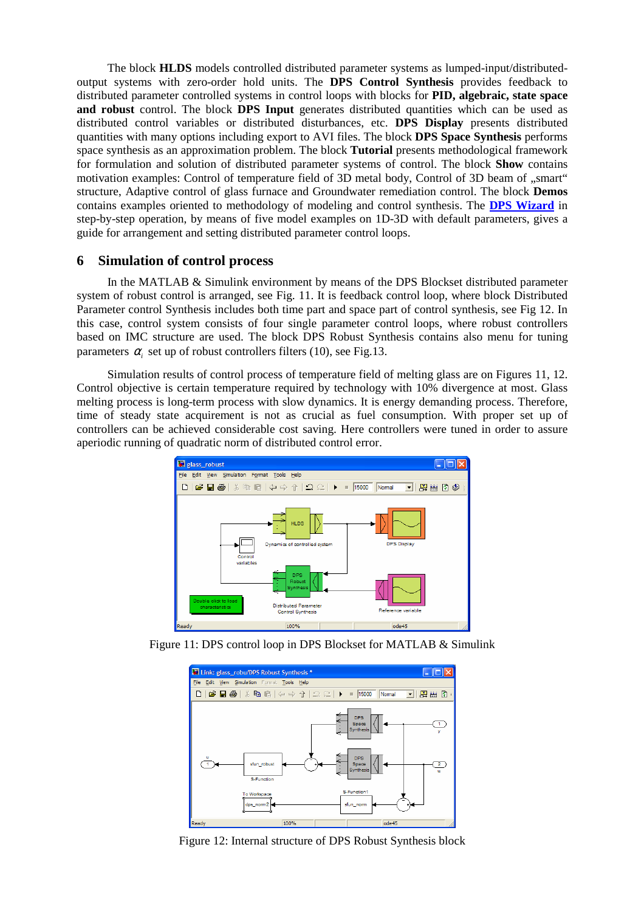The block **HLDS** models controlled distributed parameter systems as lumped-input/distributed-output systems with zero-order hold units. The **DPS Control Synthesis** provides feedback to distributed parameter controlled systems in control loops with blocks for **PID, algebraic, state space and robust** control. The block **DPS Input** generates distributed quantities which can be used as distributed control variables or distributed disturbances, etc. **DPS Display** presents distributed quantities with many options including export to AVI files. The block **DPS Space Synthesis** performs space synthesis as an approximation problem. The block **Tutorial** presents methodological framework for formulation and solution of distributed parameter systems of control. The block **Show** contains motivation examples: Control of temperature field of 3D metal body, Control of 3D beam of „smart" structure, Adaptive control of glass furnace and Groundwater remediation control. The block **Demos** contains examples oriented to methodology of modeling and control synthesis. The **DPS Wizard** in step-by-step operation, by means of five model examples on 1D-3D with default parameters, gives a guide for arrangement and setting distributed parameter control loops.

## 6 Simulation of control process

In the MATLAB & Simulink environment by means of the DPS Blockset distributed parameter system of robust control is arranged, see Fig. 11. It is feedback control loop, where block Distributed Parameter control Synthesis includes both time part and space part of control synthesis, see Fig 12. In this case, control system consists of four single parameter control loops, where robust controllers based on IMC structure are used. The block DPS Robust Synthesis contains also menu for tuning parameters $\alpha_i$ set up of robust controllers filters (10), see Fig.13.

Simulation results of control process of temperature field of melting glass are on Figures 11, 12. Control objective is certain temperature required by technology with 10% divergence at most. Glass melting process is long-term process with slow dynamics. It is energy demanding process. Therefore, time of steady state acquirement is not as crucial as fuel consumption. With proper set up of controllers can be achieved considerable cost saving. Here controllers were tuned in order to assure aperiodic running of quadratic norm of distributed control error.

Figure 11: DPS control loop in DPS Blockset for MATLAB & Simulink

Figure 12: Internal structure of DPS Robust Synthesis block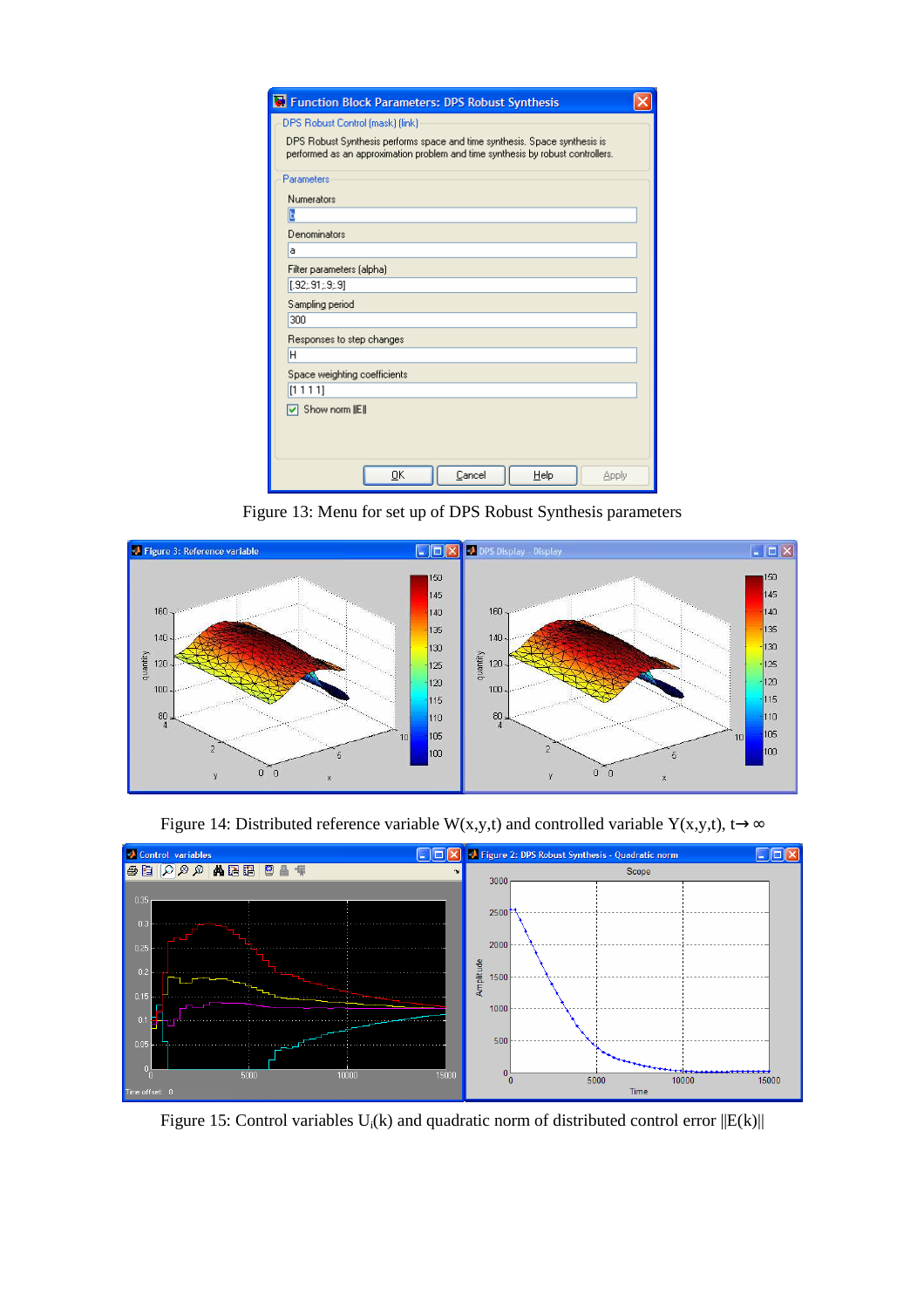Function Block Parameters: DPS Robust Synthesis

DPS Robust Control (mask) (link)

DPS Robust Synthesis performs space and time synthesis. Space synthesis is performed as an approximation problem and time synthesis by robust controllers.

Parameters

Numerators

b

Denominators

a

Filter parameters (alpha)

[.92;.91;.9;.9]

Sampling period

300

Responses to step changes

H

Space weighting coefficients

[1 1 1 1]

Show norm ||E||

OK Cancel Help Apply

Figure 13: Menu for set up of DPS Robust Synthesis parameters

Figure 3: Reference variable

DPS Display - Display

quantity

160 140 120 100 80

150 145 140 135 130 125 120 115 110 105 100

4 2 0 y

0 5 10 x

Figure 14: Distributed reference variable W(x,y,t) and controlled variable Y(x,y,t), t→ ∞

Control variables

0.35 0.3 0.25 0.2 0.15 0.1 0.05 0

0 5000 10000 15000

Time offset: 0

Figure 2: DPS Robust Synthesis - Quadratic norm

Scope

3000 2500 2000 1500 1000 500 0

Amplitude

0 5000 10000 15000

Time

Figure 15: Control variables $U_i(k)$ and quadratic norm of distributed control error $\|E(k)\|$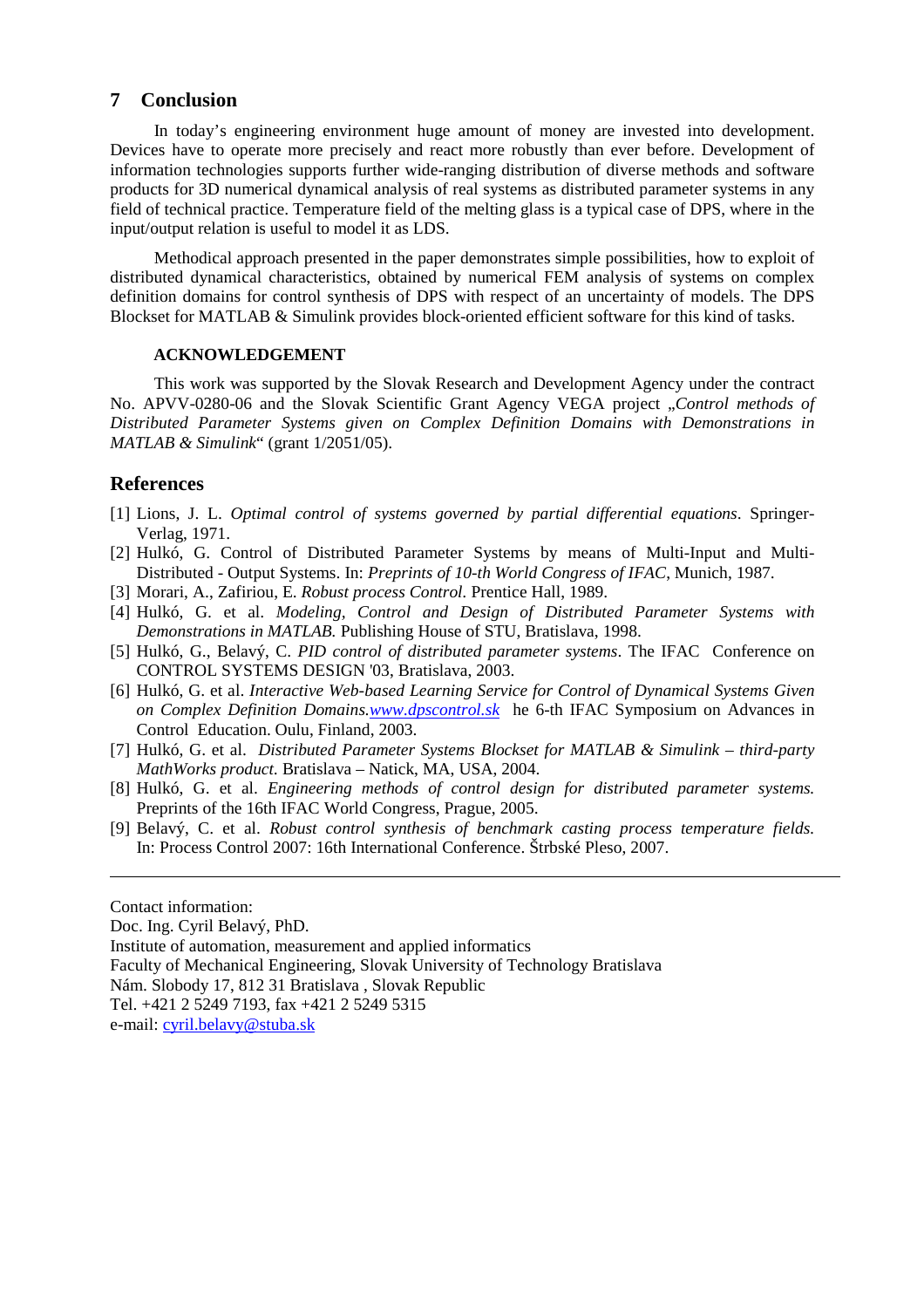## 7 Conclusion

In today's engineering environment huge amount of money are invested into development. Devices have to operate more precisely and react more robustly than ever before. Development of information technologies supports further wide-ranging distribution of diverse methods and software products for 3D numerical dynamical analysis of real systems as distributed parameter systems in any field of technical practice. Temperature field of the melting glass is a typical case of DPS, where in the input/output relation is useful to model it as LDS.

Methodical approach presented in the paper demonstrates simple possibilities, how to exploit of distributed dynamical characteristics, obtained by numerical FEM analysis of systems on complex definition domains for control synthesis of DPS with respect of an uncertainty of models. The DPS Blockset for MATLAB & Simulink provides block-oriented efficient software for this kind of tasks.

**ACKNOWLEDGEMENT**

This work was supported by the Slovak Research and Development Agency under the contract No. APVV-0280-06 and the Slovak Scientific Grant Agency VEGA project „*Control methods of Distributed Parameter Systems given on Complex Definition Domains with Demonstrations in MATLAB & Simulink*" (grant 1/2051/05).

## References

[1] Lions, J. L. *Optimal control of systems governed by partial differential equations*. Springer-Verlag, 1971.

[2] Hulkó, G. Control of Distributed Parameter Systems by means of Multi-Input and Multi-Distributed - Output Systems. In: *Preprints of 10-th World Congress of IFAC*, Munich, 1987.

[3] Morari, A., Zafiriou, E. *Robust process Control.* Prentice Hall, 1989.

[4] Hulkó, G. et al. *Modeling, Control and Design of Distributed Parameter Systems with Demonstrations in MATLAB.* Publishing House of STU, Bratislava, 1998.

[5] Hulkó, G., Belavý, C. *PID control of distributed parameter systems*. The IFAC Conference on CONTROL SYSTEMS DESIGN '03, Bratislava, 2003.

[6] Hulkó, G. et al. *Interactive Web-based Learning Service for Control of Dynamical Systems Given on Complex Definition Domains.www.dpscontrol.sk* he 6-th IFAC Symposium on Advances in Control Education. Oulu, Finland, 2003.

[7] Hulkó, G. et al. *Distributed Parameter Systems Blockset for MATLAB & Simulink – third-party MathWorks product.* Bratislava – Natick, MA, USA, 2004.

[8] Hulkó, G. et al. *Engineering methods of control design for distributed parameter systems.* Preprints of the 16th IFAC World Congress, Prague, 2005.

[9] Belavý, C. et al. *Robust control synthesis of benchmark casting process temperature fields.* In: Process Control 2007: 16th International Conference. Štrbské Pleso, 2007.

---

Contact information:
Doc. Ing. Cyril Belavý, PhD.
Institute of automation, measurement and applied informatics
Faculty of Mechanical Engineering, Slovak University of Technology Bratislava
Nám. Slobody 17, 812 31 Bratislava , Slovak Republic
Tel. +421 2 5249 7193, fax +421 2 5249 5315
e-mail: cyril.belavy@stuba.sk